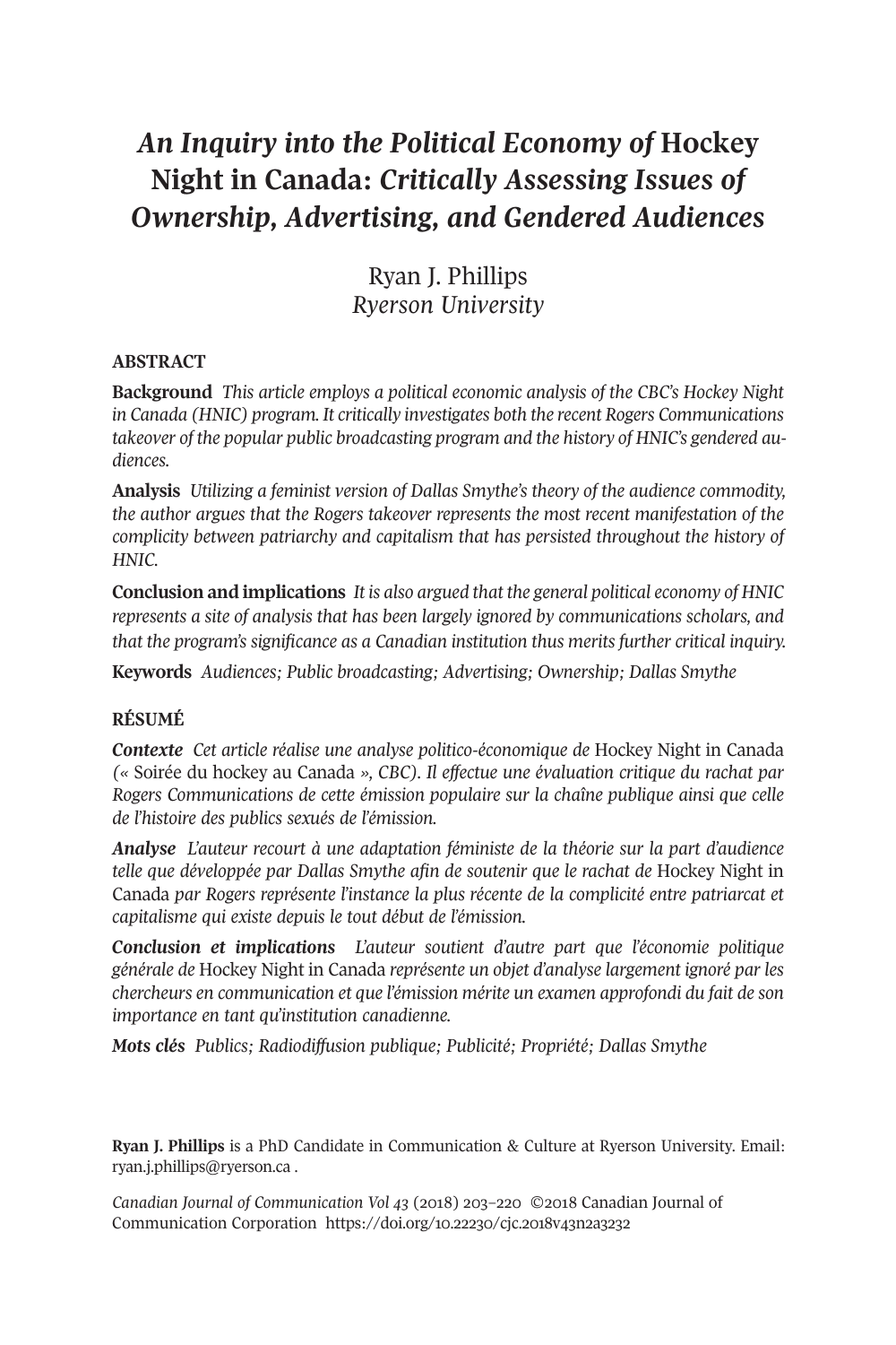# *An Inquiry into the Political Economy of* Hockey Night in Canada: *Critically Assessing Issues of Ownership, Advertising, and Gendered Audiences*

Ryan J. Phillips
*Ryerson University*

## ABSTRACT

**Background** *This article employs a political economic analysis of the CBC's Hockey Night in Canada (HNIC) program. It critically investigates both the recent Rogers Communications takeover of the popular public broadcasting program and the history of HNIC's gendered audiences.*

**Analysis** *Utilizing a feminist version of Dallas Smythe's theory of the audience commodity, the author argues that the Rogers takeover represents the most recent manifestation of the complicity between patriarchy and capitalism that has persisted throughout the history of HNIC.*

**Conclusion and implications** *It is also argued that the general political economy of HNIC represents a site of analysis that has been largely ignored by communications scholars, and that the program's significance as a Canadian institution thus merits further critical inquiry.*

**Keywords** *Audiences; Public broadcasting; Advertising; Ownership; Dallas Smythe*

## RÉSUMÉ

***Contexte*** *Cet article réalise une analyse politico-économique de* Hockey Night in Canada *(«* Soirée du hockey au Canada *», CBC). Il effectue une évaluation critique du rachat par Rogers Communications de cette émission populaire sur la chaîne publique ainsi que celle de l'histoire des publics sexués de l'émission.*

***Analyse*** *L'auteur recourt à une adaptation féministe de la théorie sur la part d'audience telle que développée par Dallas Smythe afin de soutenir que le rachat de* Hockey Night in Canada *par Rogers représente l'instance la plus récente de la complicité entre patriarcat et capitalisme qui existe depuis le tout début de l'émission.*

***Conclusion et implications*** *L'auteur soutient d'autre part que l'économie politique générale de* Hockey Night in Canada *représente un objet d'analyse largement ignoré par les chercheurs en communication et que l'émission mérite un examen approfondi du fait de son importance en tant qu'institution canadienne.*

***Mots clés*** *Publics; Radiodiffusion publique; Publicité; Propriété; Dallas Smythe*

**Ryan J. Phillips** is a PhD Candidate in Communication & Culture at Ryerson University. Email: ryan.j.phillips@ryerson.ca .

*Canadian Journal of Communication Vol 43* (2018) 203–220 ©2018 Canadian Journal of Communication Corporation https://doi.org/10.22230/cjc.2018v43n2a3232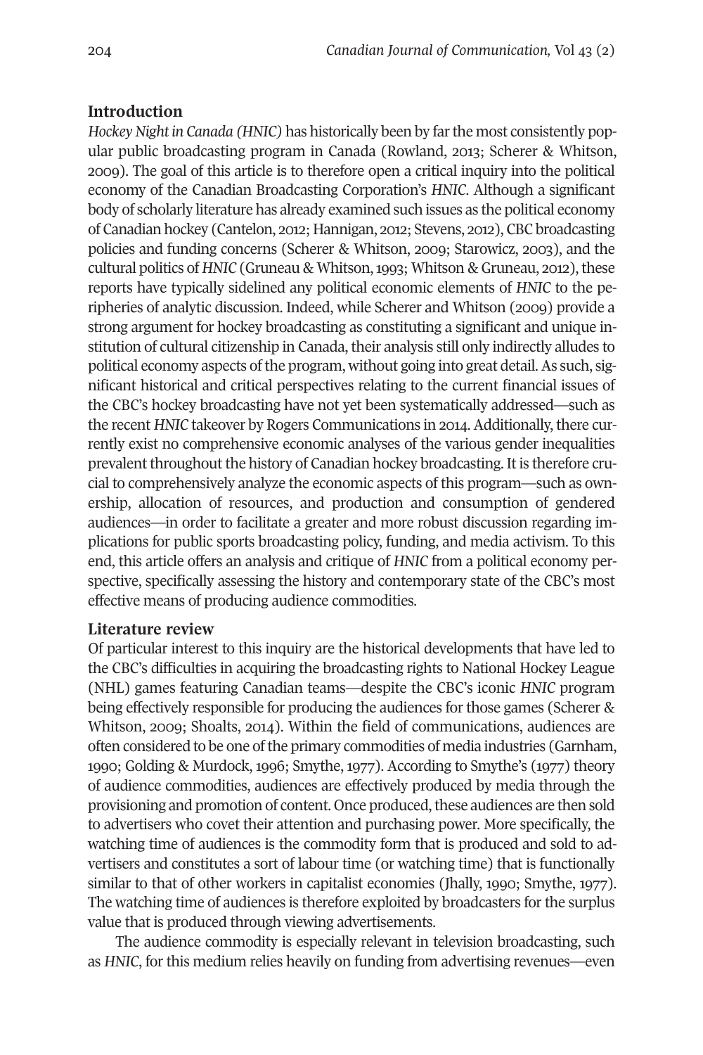## Introduction

*Hockey Night in Canada (HNIC)* has historically been by far the most consistently popular public broadcasting program in Canada (Rowland, 2013; Scherer & Whitson, 2009). The goal of this article is to therefore open a critical inquiry into the political economy of the Canadian Broadcasting Corporation's *HNIC*. Although a significant body of scholarly literature has already examined such issues as the political economy of Canadian hockey (Cantelon, 2012; Hannigan, 2012; Stevens, 2012), CBC broadcasting policies and funding concerns (Scherer & Whitson, 2009; Starowicz, 2003), and the cultural politics of *HNIC* (Gruneau & Whitson, 1993; Whitson & Gruneau, 2012), these reports have typically sidelined any political economic elements of *HNIC* to the peripheries of analytic discussion. Indeed, while Scherer and Whitson (2009) provide a strong argument for hockey broadcasting as constituting a significant and unique institution of cultural citizenship in Canada, their analysis still only indirectly alludes to political economy aspects of the program, without going into great detail. As such, significant historical and critical perspectives relating to the current financial issues of the CBC's hockey broadcasting have not yet been systematically addressed—such as the recent *HNIC* takeover by Rogers Communications in 2014. Additionally, there currently exist no comprehensive economic analyses of the various gender inequalities prevalent throughout the history of Canadian hockey broadcasting. It is therefore crucial to comprehensively analyze the economic aspects of this program—such as ownership, allocation of resources, and production and consumption of gendered audiences—in order to facilitate a greater and more robust discussion regarding implications for public sports broadcasting policy, funding, and media activism. To this end, this article offers an analysis and critique of *HNIC* from a political economy perspective, specifically assessing the history and contemporary state of the CBC's most effective means of producing audience commodities.

## Literature review

Of particular interest to this inquiry are the historical developments that have led to the CBC's difficulties in acquiring the broadcasting rights to National Hockey League (NHL) games featuring Canadian teams—despite the CBC's iconic *HNIC* program being effectively responsible for producing the audiences for those games (Scherer & Whitson, 2009; Shoalts, 2014). Within the field of communications, audiences are often considered to be one of the primary commodities of media industries (Garnham, 1990; Golding & Murdock, 1996; Smythe, 1977). According to Smythe's (1977) theory of audience commodities, audiences are effectively produced by media through the provisioning and promotion of content. Once produced, these audiences are then sold to advertisers who covet their attention and purchasing power. More specifically, the watching time of audiences is the commodity form that is produced and sold to advertisers and constitutes a sort of labour time (or watching time) that is functionally similar to that of other workers in capitalist economies (Jhally, 1990; Smythe, 1977). The watching time of audiences is therefore exploited by broadcasters for the surplus value that is produced through viewing advertisements.

The audience commodity is especially relevant in television broadcasting, such as *HNIC*, for this medium relies heavily on funding from advertising revenues—even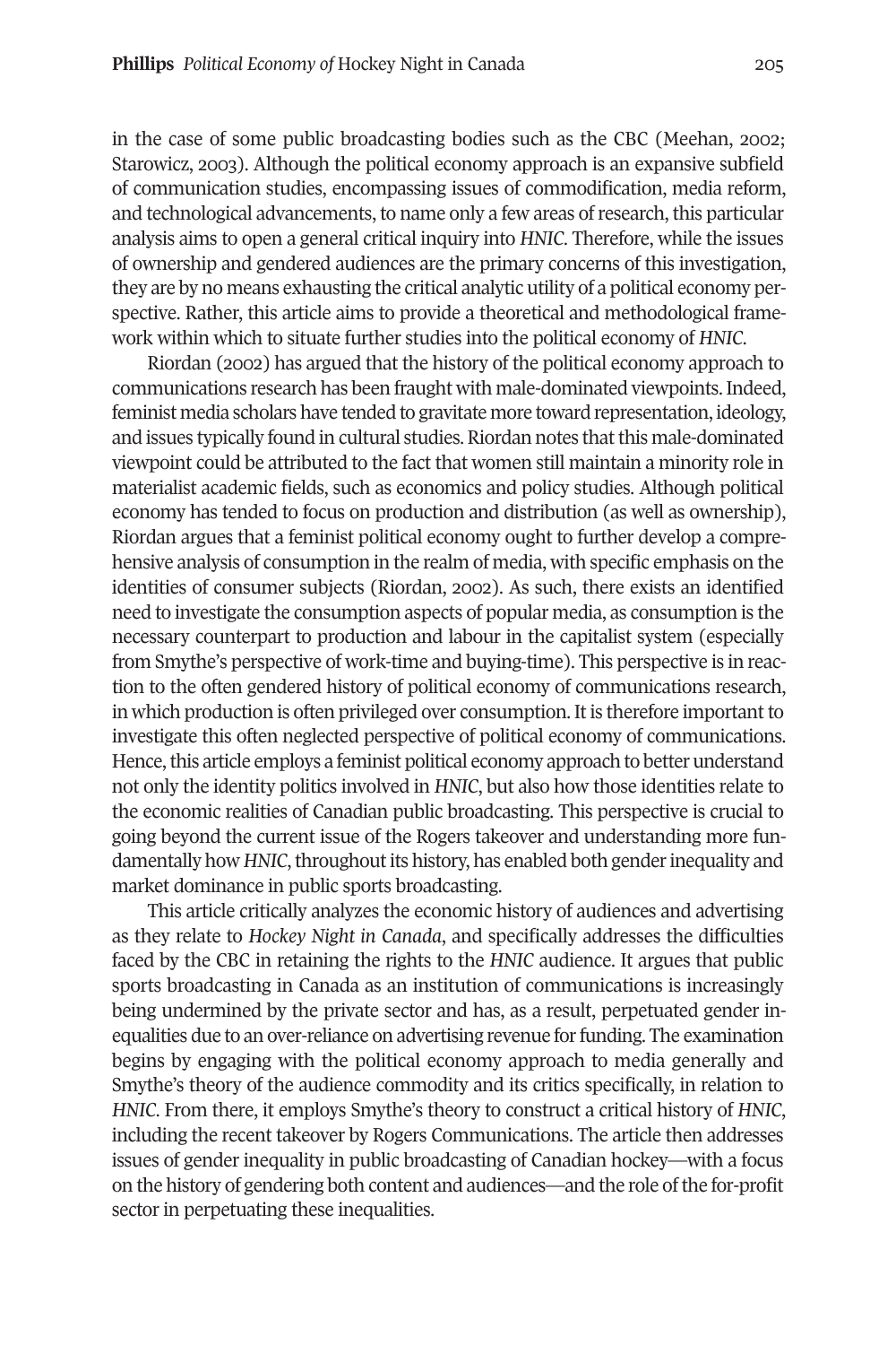in the case of some public broadcasting bodies such as the CBC (Meehan, 2002; Starowicz, 2003). Although the political economy approach is an expansive subfield of communication studies, encompassing issues of commodification, media reform, and technological advancements, to name only a few areas of research, this particular analysis aims to open a general critical inquiry into *HNIC*. Therefore, while the issues of ownership and gendered audiences are the primary concerns of this investigation, they are by no means exhausting the critical analytic utility of a political economy perspective. Rather, this article aims to provide a theoretical and methodological framework within which to situate further studies into the political economy of *HNIC*.

Riordan (2002) has argued that the history of the political economy approach to communications research has been fraught with male-dominated viewpoints. Indeed, feminist media scholars have tended to gravitate more toward representation, ideology, and issues typically found in cultural studies. Riordan notes that this male-dominated viewpoint could be attributed to the fact that women still maintain a minority role in materialist academic fields, such as economics and policy studies. Although political economy has tended to focus on production and distribution (as well as ownership), Riordan argues that a feminist political economy ought to further develop a comprehensive analysis of consumption in the realm of media, with specific emphasis on the identities of consumer subjects (Riordan, 2002). As such, there exists an identified need to investigate the consumption aspects of popular media, as consumption is the necessary counterpart to production and labour in the capitalist system (especially from Smythe's perspective of work-time and buying-time). This perspective is in reaction to the often gendered history of political economy of communications research, in which production is often privileged over consumption. It is therefore important to investigate this often neglected perspective of political economy of communications. Hence, this article employs a feminist political economy approach to better understand not only the identity politics involved in *HNIC*, but also how those identities relate to the economic realities of Canadian public broadcasting. This perspective is crucial to going beyond the current issue of the Rogers takeover and understanding more fundamentally how *HNIC*, throughout its history, has enabled both gender inequality and market dominance in public sports broadcasting.

This article critically analyzes the economic history of audiences and advertising as they relate to *Hockey Night in Canada*, and specifically addresses the difficulties faced by the CBC in retaining the rights to the *HNIC* audience. It argues that public sports broadcasting in Canada as an institution of communications is increasingly being undermined by the private sector and has, as a result, perpetuated gender inequalities due to an over-reliance on advertising revenue for funding. The examination begins by engaging with the political economy approach to media generally and Smythe's theory of the audience commodity and its critics specifically, in relation to *HNIC*. From there, it employs Smythe's theory to construct a critical history of *HNIC*, including the recent takeover by Rogers Communications. The article then addresses issues of gender inequality in public broadcasting of Canadian hockey—with a focus on the history of gendering both content and audiences—and the role of the for-profit sector in perpetuating these inequalities.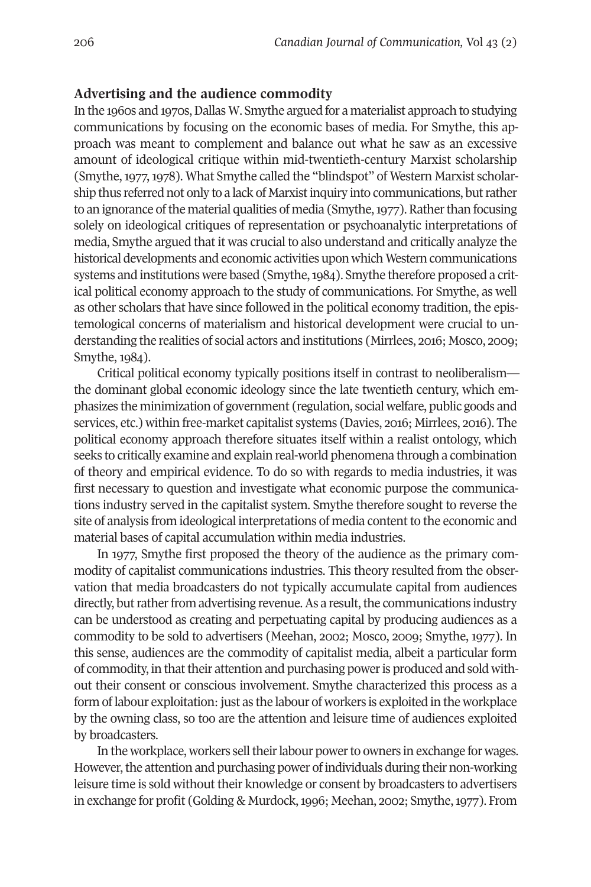## Advertising and the audience commodity

In the 1960s and 1970s, Dallas W. Smythe argued for a materialist approach to studying communications by focusing on the economic bases of media. For Smythe, this approach was meant to complement and balance out what he saw as an excessive amount of ideological critique within mid-twentieth-century Marxist scholarship (Smythe, 1977, 1978). What Smythe called the "blindspot" of Western Marxist scholarship thus referred not only to a lack of Marxist inquiry into communications, but rather to an ignorance of the material qualities of media (Smythe, 1977). Rather than focusing solely on ideological critiques of representation or psychoanalytic interpretations of media, Smythe argued that it was crucial to also understand and critically analyze the historical developments and economic activities upon which Western communications systems and institutions were based (Smythe, 1984). Smythe therefore proposed a critical political economy approach to the study of communications. For Smythe, as well as other scholars that have since followed in the political economy tradition, the epistemological concerns of materialism and historical development were crucial to understanding the realities of social actors and institutions (Mirrlees, 2016; Mosco, 2009; Smythe, 1984).

Critical political economy typically positions itself in contrast to neoliberalism—the dominant global economic ideology since the late twentieth century, which emphasizes the minimization of government (regulation, social welfare, public goods and services, etc.) within free-market capitalist systems (Davies, 2016; Mirrlees, 2016). The political economy approach therefore situates itself within a realist ontology, which seeks to critically examine and explain real-world phenomena through a combination of theory and empirical evidence. To do so with regards to media industries, it was first necessary to question and investigate what economic purpose the communications industry served in the capitalist system. Smythe therefore sought to reverse the site of analysis from ideological interpretations of media content to the economic and material bases of capital accumulation within media industries.

In 1977, Smythe first proposed the theory of the audience as the primary commodity of capitalist communications industries. This theory resulted from the observation that media broadcasters do not typically accumulate capital from audiences directly, but rather from advertising revenue. As a result, the communications industry can be understood as creating and perpetuating capital by producing audiences as a commodity to be sold to advertisers (Meehan, 2002; Mosco, 2009; Smythe, 1977). In this sense, audiences are the commodity of capitalist media, albeit a particular form of commodity, in that their attention and purchasing power is produced and sold without their consent or conscious involvement. Smythe characterized this process as a form of labour exploitation: just as the labour of workers is exploited in the workplace by the owning class, so too are the attention and leisure time of audiences exploited by broadcasters.

In the workplace, workers sell their labour power to owners in exchange for wages. However, the attention and purchasing power of individuals during their non-working leisure time is sold without their knowledge or consent by broadcasters to advertisers in exchange for profit (Golding & Murdock, 1996; Meehan, 2002; Smythe, 1977). From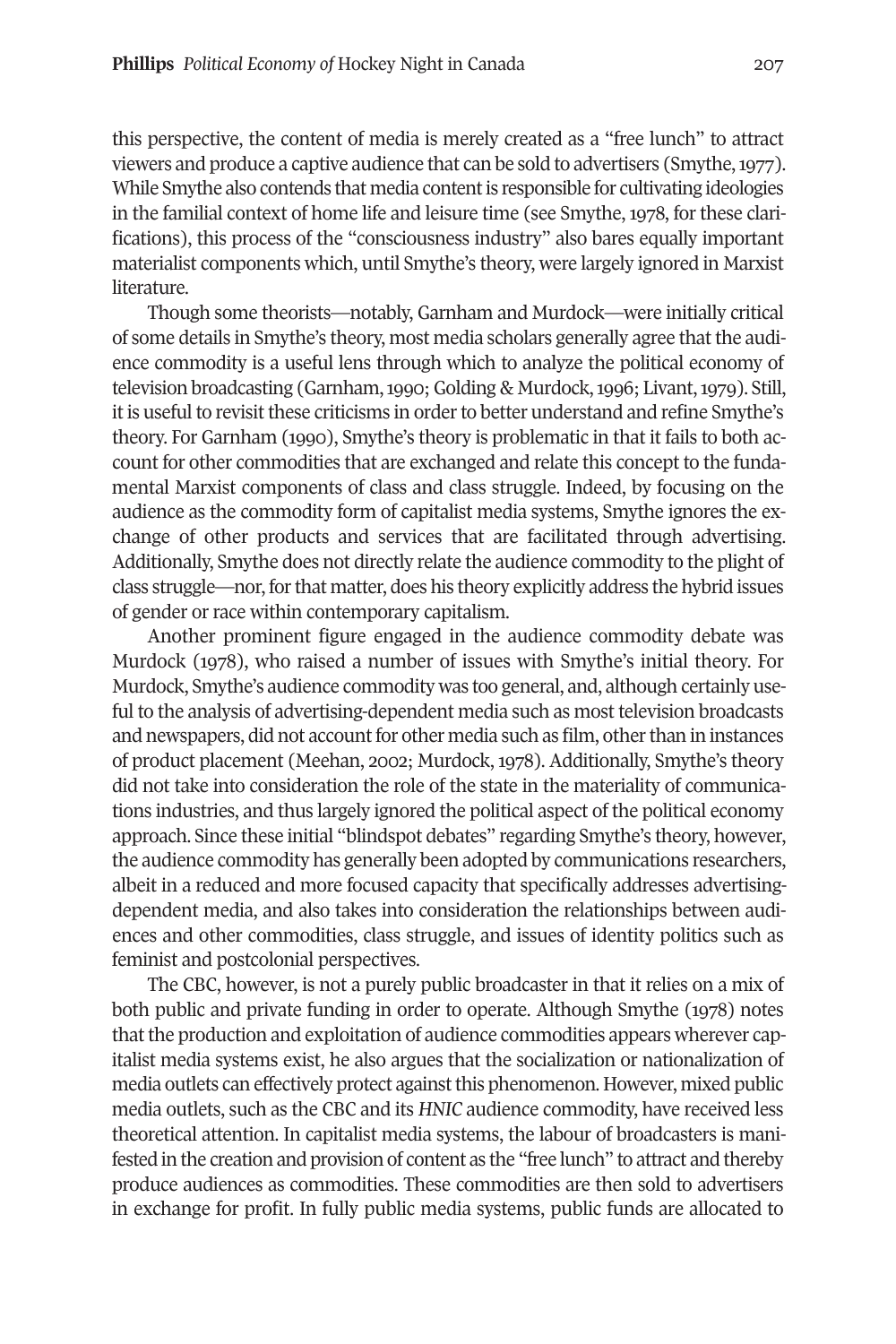this perspective, the content of media is merely created as a "free lunch" to attract viewers and produce a captive audience that can be sold to advertisers (Smythe, 1977). While Smythe also contends that media content is responsible for cultivating ideologies in the familial context of home life and leisure time (see Smythe, 1978, for these clarifications), this process of the "consciousness industry" also bares equally important materialist components which, until Smythe's theory, were largely ignored in Marxist literature.

Though some theorists—notably, Garnham and Murdock—were initially critical of some details in Smythe's theory, most media scholars generally agree that the audience commodity is a useful lens through which to analyze the political economy of television broadcasting (Garnham, 1990; Golding & Murdock, 1996; Livant, 1979). Still, it is useful to revisit these criticisms in order to better understand and refine Smythe's theory. For Garnham (1990), Smythe's theory is problematic in that it fails to both account for other commodities that are exchanged and relate this concept to the fundamental Marxist components of class and class struggle. Indeed, by focusing on the audience as the commodity form of capitalist media systems, Smythe ignores the exchange of other products and services that are facilitated through advertising. Additionally, Smythe does not directly relate the audience commodity to the plight of class struggle—nor, for that matter, does his theory explicitly address the hybrid issues of gender or race within contemporary capitalism.

Another prominent figure engaged in the audience commodity debate was Murdock (1978), who raised a number of issues with Smythe's initial theory. For Murdock, Smythe's audience commodity was too general, and, although certainly useful to the analysis of advertising-dependent media such as most television broadcasts and newspapers, did not account for other media such as film, other than in instances of product placement (Meehan, 2002; Murdock, 1978). Additionally, Smythe's theory did not take into consideration the role of the state in the materiality of communications industries, and thus largely ignored the political aspect of the political economy approach. Since these initial "blindspot debates" regarding Smythe's theory, however, the audience commodity has generally been adopted by communications researchers, albeit in a reduced and more focused capacity that specifically addresses advertising-dependent media, and also takes into consideration the relationships between audiences and other commodities, class struggle, and issues of identity politics such as feminist and postcolonial perspectives.

The CBC, however, is not a purely public broadcaster in that it relies on a mix of both public and private funding in order to operate. Although Smythe (1978) notes that the production and exploitation of audience commodities appears wherever capitalist media systems exist, he also argues that the socialization or nationalization of media outlets can effectively protect against this phenomenon. However, mixed public media outlets, such as the CBC and its *HNIC* audience commodity, have received less theoretical attention. In capitalist media systems, the labour of broadcasters is manifested in the creation and provision of content as the "free lunch" to attract and thereby produce audiences as commodities. These commodities are then sold to advertisers in exchange for profit. In fully public media systems, public funds are allocated to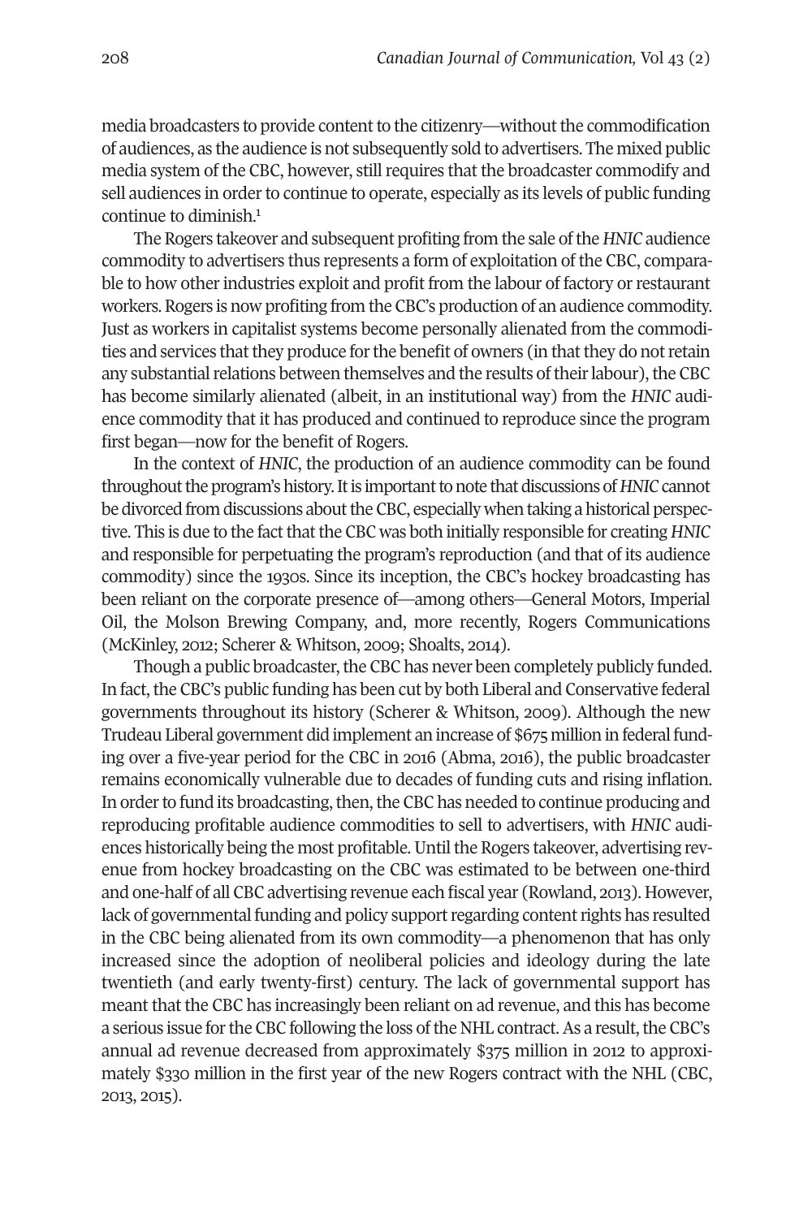media broadcasters to provide content to the citizenry—without the commodification of audiences, as the audience is not subsequently sold to advertisers. The mixed public media system of the CBC, however, still requires that the broadcaster commodify and sell audiences in order to continue to operate, especially as its levels of public funding continue to diminish.[1]

The Rogers takeover and subsequent profiting from the sale of the *HNIC* audience commodity to advertisers thus represents a form of exploitation of the CBC, comparable to how other industries exploit and profit from the labour of factory or restaurant workers. Rogers is now profiting from the CBC's production of an audience commodity. Just as workers in capitalist systems become personally alienated from the commodities and services that they produce for the benefit of owners (in that they do not retain any substantial relations between themselves and the results of their labour), the CBC has become similarly alienated (albeit, in an institutional way) from the *HNIC* audience commodity that it has produced and continued to reproduce since the program first began—now for the benefit of Rogers.

In the context of *HNIC*, the production of an audience commodity can be found throughout the program's history. It is important to note that discussions of *HNIC* cannot be divorced from discussions about the CBC, especially when taking a historical perspective. This is due to the fact that the CBC was both initially responsible for creating *HNIC* and responsible for perpetuating the program's reproduction (and that of its audience commodity) since the 1930s. Since its inception, the CBC's hockey broadcasting has been reliant on the corporate presence of—among others—General Motors, Imperial Oil, the Molson Brewing Company, and, more recently, Rogers Communications (McKinley, 2012; Scherer & Whitson, 2009; Shoalts, 2014).

Though a public broadcaster, the CBC has never been completely publicly funded. In fact, the CBC's public funding has been cut by both Liberal and Conservative federal governments throughout its history (Scherer & Whitson, 2009). Although the new Trudeau Liberal government did implement an increase of $675 million in federal funding over a five-year period for the CBC in 2016 (Abma, 2016), the public broadcaster remains economically vulnerable due to decades of funding cuts and rising inflation. In order to fund its broadcasting, then, the CBC has needed to continue producing and reproducing profitable audience commodities to sell to advertisers, with *HNIC* audiences historically being the most profitable. Until the Rogers takeover, advertising revenue from hockey broadcasting on the CBC was estimated to be between one-third and one-half of all CBC advertising revenue each fiscal year (Rowland, 2013). However, lack of governmental funding and policy support regarding content rights has resulted in the CBC being alienated from its own commodity—a phenomenon that has only increased since the adoption of neoliberal policies and ideology during the late twentieth (and early twenty-first) century. The lack of governmental support has meant that the CBC has increasingly been reliant on ad revenue, and this has become a serious issue for the CBC following the loss of the NHL contract. As a result, the CBC's annual ad revenue decreased from approximately $375 million in 2012 to approximately $330 million in the first year of the new Rogers contract with the NHL (CBC, 2013, 2015).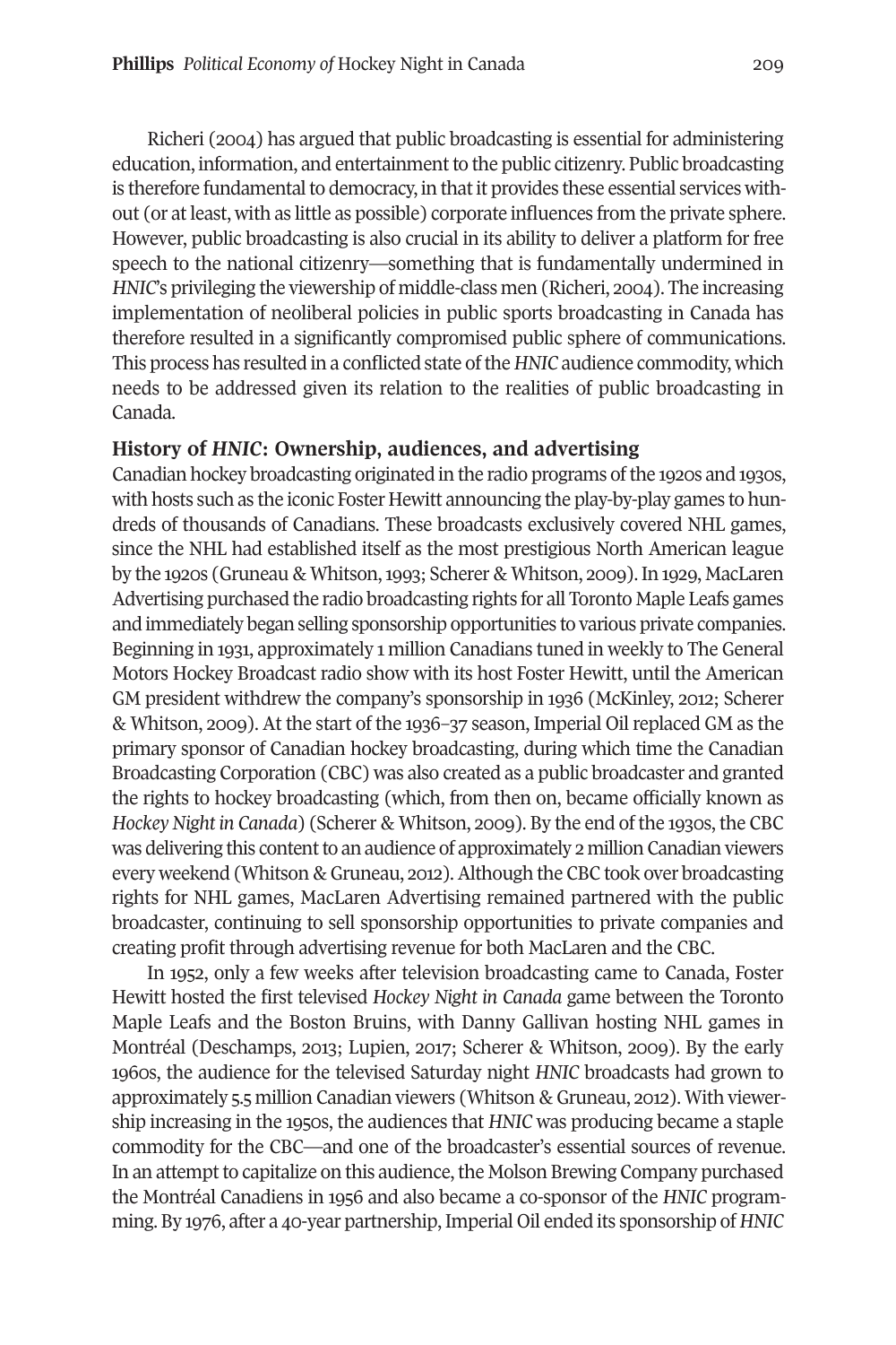Richeri (2004) has argued that public broadcasting is essential for administering education, information, and entertainment to the public citizenry. Public broadcasting is therefore fundamental to democracy, in that it provides these essential services without (or at least, with as little as possible) corporate influences from the private sphere. However, public broadcasting is also crucial in its ability to deliver a platform for free speech to the national citizenry—something that is fundamentally undermined in *HNIC*'s privileging the viewership of middle-class men (Richeri, 2004). The increasing implementation of neoliberal policies in public sports broadcasting in Canada has therefore resulted in a significantly compromised public sphere of communications. This process has resulted in a conflicted state of the *HNIC* audience commodity, which needs to be addressed given its relation to the realities of public broadcasting in Canada.

## History of *HNIC*: Ownership, audiences, and advertising

Canadian hockey broadcasting originated in the radio programs of the 1920s and 1930s, with hosts such as the iconic Foster Hewitt announcing the play-by-play games to hundreds of thousands of Canadians. These broadcasts exclusively covered NHL games, since the NHL had established itself as the most prestigious North American league by the 1920s (Gruneau & Whitson, 1993; Scherer & Whitson, 2009). In 1929, MacLaren Advertising purchased the radio broadcasting rights for all Toronto Maple Leafs games and immediately began selling sponsorship opportunities to various private companies. Beginning in 1931, approximately 1 million Canadians tuned in weekly to The General Motors Hockey Broadcast radio show with its host Foster Hewitt, until the American GM president withdrew the company's sponsorship in 1936 (McKinley, 2012; Scherer & Whitson, 2009). At the start of the 1936–37 season, Imperial Oil replaced GM as the primary sponsor of Canadian hockey broadcasting, during which time the Canadian Broadcasting Corporation (CBC) was also created as a public broadcaster and granted the rights to hockey broadcasting (which, from then on, became officially known as *Hockey Night in Canada*) (Scherer & Whitson, 2009). By the end of the 1930s, the CBC was delivering this content to an audience of approximately 2 million Canadian viewers every weekend (Whitson & Gruneau, 2012). Although the CBC took over broadcasting rights for NHL games, MacLaren Advertising remained partnered with the public broadcaster, continuing to sell sponsorship opportunities to private companies and creating profit through advertising revenue for both MacLaren and the CBC.

In 1952, only a few weeks after television broadcasting came to Canada, Foster Hewitt hosted the first televised *Hockey Night in Canada* game between the Toronto Maple Leafs and the Boston Bruins, with Danny Gallivan hosting NHL games in Montréal (Deschamps, 2013; Lupien, 2017; Scherer & Whitson, 2009). By the early 1960s, the audience for the televised Saturday night *HNIC* broadcasts had grown to approximately 5.5 million Canadian viewers (Whitson & Gruneau, 2012). With viewership increasing in the 1950s, the audiences that *HNIC* was producing became a staple commodity for the CBC—and one of the broadcaster's essential sources of revenue. In an attempt to capitalize on this audience, the Molson Brewing Company purchased the Montréal Canadiens in 1956 and also became a co-sponsor of the *HNIC* programming. By 1976, after a 40-year partnership, Imperial Oil ended its sponsorship of *HNIC*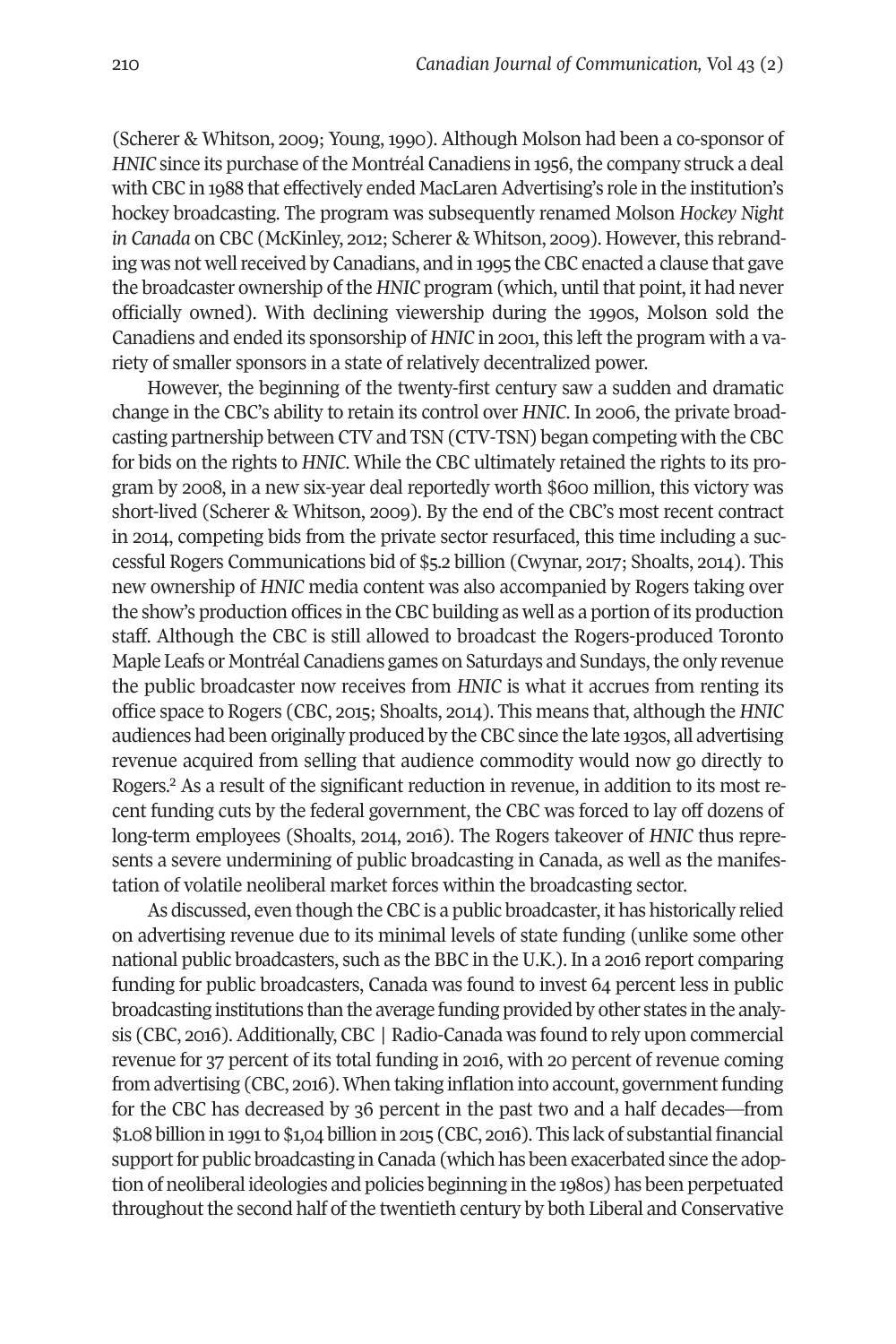(Scherer & Whitson, 2009; Young, 1990). Although Molson had been a co-sponsor of *HNIC* since its purchase of the Montréal Canadiens in 1956, the company struck a deal with CBC in 1988 that effectively ended MacLaren Advertising's role in the institution's hockey broadcasting. The program was subsequently renamed Molson *Hockey Night in Canada* on CBC (McKinley, 2012; Scherer & Whitson, 2009). However, this rebranding was not well received by Canadians, and in 1995 the CBC enacted a clause that gave the broadcaster ownership of the *HNIC* program (which, until that point, it had never officially owned). With declining viewership during the 1990s, Molson sold the Canadiens and ended its sponsorship of *HNIC* in 2001, this left the program with a variety of smaller sponsors in a state of relatively decentralized power.

However, the beginning of the twenty-first century saw a sudden and dramatic change in the CBC's ability to retain its control over *HNIC*. In 2006, the private broadcasting partnership between CTV and TSN (CTV-TSN) began competing with the CBC for bids on the rights to *HNIC*. While the CBC ultimately retained the rights to its program by 2008, in a new six-year deal reportedly worth $600 million, this victory was short-lived (Scherer & Whitson, 2009). By the end of the CBC's most recent contract in 2014, competing bids from the private sector resurfaced, this time including a successful Rogers Communications bid of $5.2 billion (Cwynar, 2017; Shoalts, 2014). This new ownership of *HNIC* media content was also accompanied by Rogers taking over the show's production offices in the CBC building as well as a portion of its production staff. Although the CBC is still allowed to broadcast the Rogers-produced Toronto Maple Leafs or Montréal Canadiens games on Saturdays and Sundays, the only revenue the public broadcaster now receives from *HNIC* is what it accrues from renting its office space to Rogers (CBC, 2015; Shoalts, 2014). This means that, although the *HNIC* audiences had been originally produced by the CBC since the late 1930s, all advertising revenue acquired from selling that audience commodity would now go directly to Rogers.[2] As a result of the significant reduction in revenue, in addition to its most recent funding cuts by the federal government, the CBC was forced to lay off dozens of long-term employees (Shoalts, 2014, 2016). The Rogers takeover of *HNIC* thus represents a severe undermining of public broadcasting in Canada, as well as the manifestation of volatile neoliberal market forces within the broadcasting sector.

As discussed, even though the CBC is a public broadcaster, it has historically relied on advertising revenue due to its minimal levels of state funding (unlike some other national public broadcasters, such as the BBC in the U.K.). In a 2016 report comparing funding for public broadcasters, Canada was found to invest 64 percent less in public broadcasting institutions than the average funding provided by other states in the analysis (CBC, 2016). Additionally, CBC | Radio-Canada was found to rely upon commercial revenue for 37 percent of its total funding in 2016, with 20 percent of revenue coming from advertising (CBC, 2016). When taking inflation into account, government funding for the CBC has decreased by 36 percent in the past two and a half decades—from $1.08 billion in 1991 to $1,04 billion in 2015 (CBC, 2016). This lack of substantial financial support for public broadcasting in Canada (which has been exacerbated since the adoption of neoliberal ideologies and policies beginning in the 1980s) has been perpetuated throughout the second half of the twentieth century by both Liberal and Conservative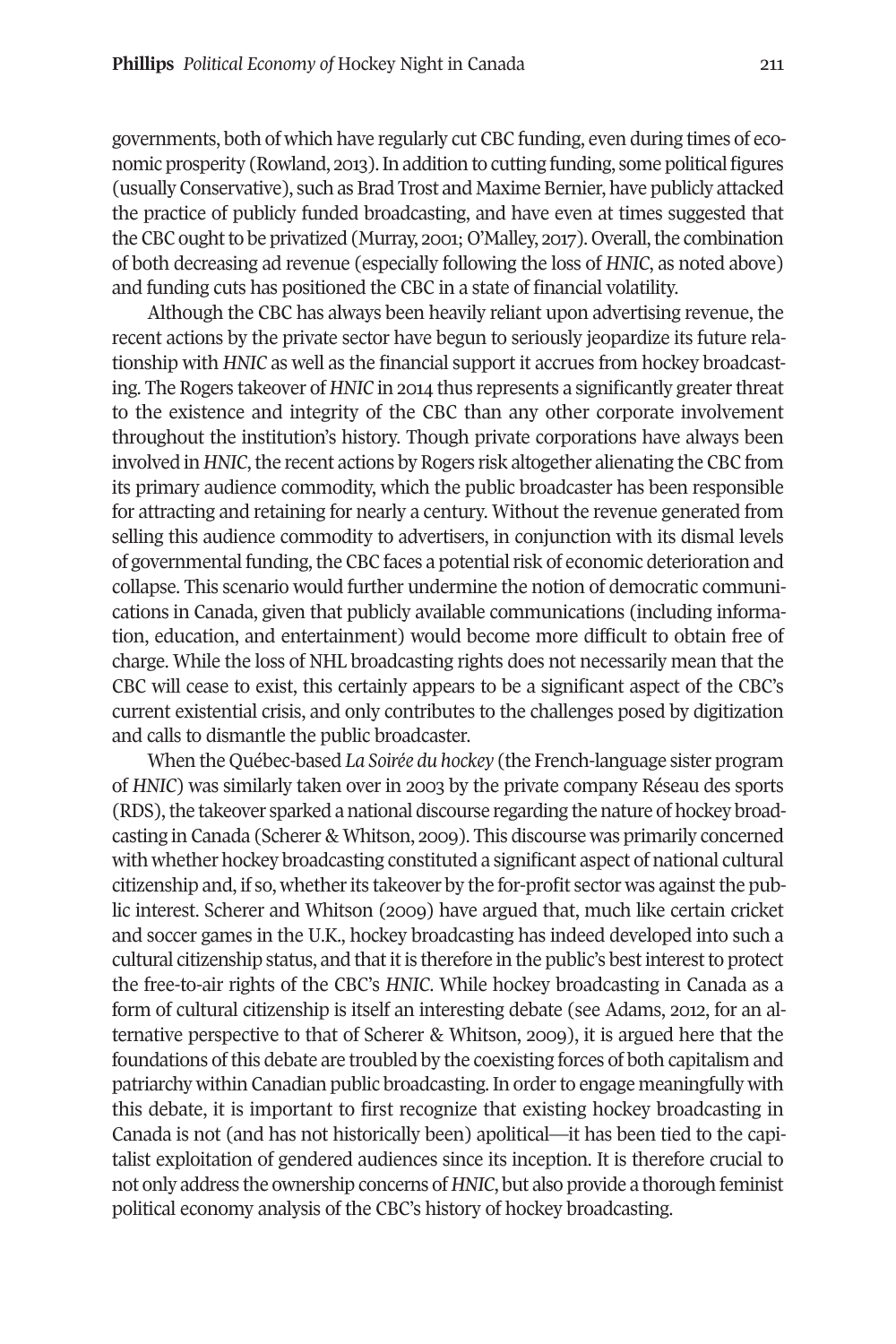governments, both of which have regularly cut CBC funding, even during times of economic prosperity (Rowland, 2013). In addition to cutting funding, some political figures (usually Conservative), such as Brad Trost and Maxime Bernier, have publicly attacked the practice of publicly funded broadcasting, and have even at times suggested that the CBC ought to be privatized (Murray, 2001; O'Malley, 2017). Overall, the combination of both decreasing ad revenue (especially following the loss of *HNIC*, as noted above) and funding cuts has positioned the CBC in a state of financial volatility.

Although the CBC has always been heavily reliant upon advertising revenue, the recent actions by the private sector have begun to seriously jeopardize its future relationship with *HNIC* as well as the financial support it accrues from hockey broadcasting. The Rogers takeover of *HNIC* in 2014 thus represents a significantly greater threat to the existence and integrity of the CBC than any other corporate involvement throughout the institution's history. Though private corporations have always been involved in *HNIC*, the recent actions by Rogers risk altogether alienating the CBC from its primary audience commodity, which the public broadcaster has been responsible for attracting and retaining for nearly a century. Without the revenue generated from selling this audience commodity to advertisers, in conjunction with its dismal levels of governmental funding, the CBC faces a potential risk of economic deterioration and collapse. This scenario would further undermine the notion of democratic communications in Canada, given that publicly available communications (including information, education, and entertainment) would become more difficult to obtain free of charge. While the loss of NHL broadcasting rights does not necessarily mean that the CBC will cease to exist, this certainly appears to be a significant aspect of the CBC's current existential crisis, and only contributes to the challenges posed by digitization and calls to dismantle the public broadcaster.

When the Québec-based *La Soirée du hockey* (the French-language sister program of *HNIC*) was similarly taken over in 2003 by the private company Réseau des sports (RDS), the takeover sparked a national discourse regarding the nature of hockey broadcasting in Canada (Scherer & Whitson, 2009). This discourse was primarily concerned with whether hockey broadcasting constituted a significant aspect of national cultural citizenship and, if so, whether its takeover by the for-profit sector was against the public interest. Scherer and Whitson (2009) have argued that, much like certain cricket and soccer games in the U.K., hockey broadcasting has indeed developed into such a cultural citizenship status, and that it is therefore in the public's best interest to protect the free-to-air rights of the CBC's *HNIC*. While hockey broadcasting in Canada as a form of cultural citizenship is itself an interesting debate (see Adams, 2012, for an alternative perspective to that of Scherer & Whitson, 2009), it is argued here that the foundations of this debate are troubled by the coexisting forces of both capitalism and patriarchy within Canadian public broadcasting. In order to engage meaningfully with this debate, it is important to first recognize that existing hockey broadcasting in Canada is not (and has not historically been) apolitical—it has been tied to the capitalist exploitation of gendered audiences since its inception. It is therefore crucial to not only address the ownership concerns of *HNIC*, but also provide a thorough feminist political economy analysis of the CBC's history of hockey broadcasting.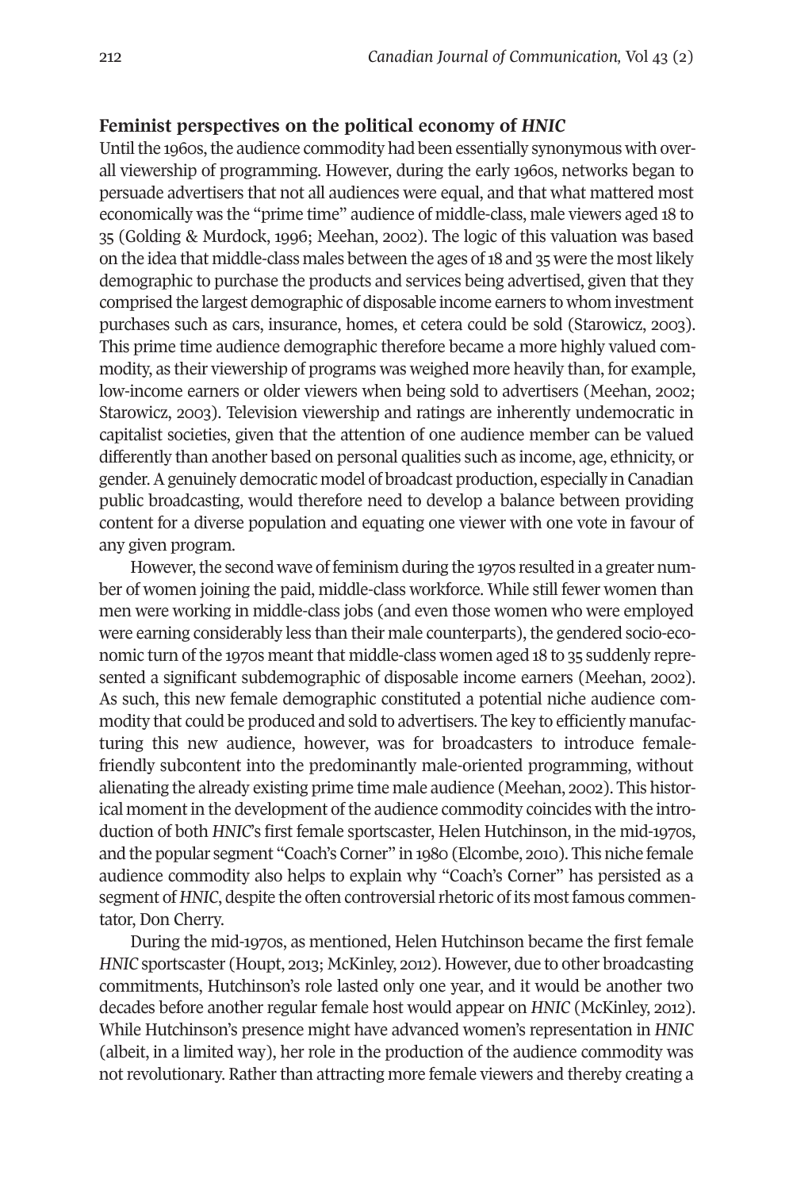### Feminist perspectives on the political economy of *HNIC*

Until the 1960s, the audience commodity had been essentially synonymous with overall viewership of programming. However, during the early 1960s, networks began to persuade advertisers that not all audiences were equal, and that what mattered most economically was the "prime time" audience of middle-class, male viewers aged 18 to 35 (Golding & Murdock, 1996; Meehan, 2002). The logic of this valuation was based on the idea that middle-class males between the ages of 18 and 35 were the most likely demographic to purchase the products and services being advertised, given that they comprised the largest demographic of disposable income earners to whom investment purchases such as cars, insurance, homes, et cetera could be sold (Starowicz, 2003). This prime time audience demographic therefore became a more highly valued commodity, as their viewership of programs was weighed more heavily than, for example, low-income earners or older viewers when being sold to advertisers (Meehan, 2002; Starowicz, 2003). Television viewership and ratings are inherently undemocratic in capitalist societies, given that the attention of one audience member can be valued differently than another based on personal qualities such as income, age, ethnicity, or gender. A genuinely democratic model of broadcast production, especially in Canadian public broadcasting, would therefore need to develop a balance between providing content for a diverse population and equating one viewer with one vote in favour of any given program.

However, the second wave of feminism during the 1970s resulted in a greater number of women joining the paid, middle-class workforce. While still fewer women than men were working in middle-class jobs (and even those women who were employed were earning considerably less than their male counterparts), the gendered socio-economic turn of the 1970s meant that middle-class women aged 18 to 35 suddenly represented a significant subdemographic of disposable income earners (Meehan, 2002). As such, this new female demographic constituted a potential niche audience commodity that could be produced and sold to advertisers. The key to efficiently manufacturing this new audience, however, was for broadcasters to introduce female-friendly subcontent into the predominantly male-oriented programming, without alienating the already existing prime time male audience (Meehan, 2002). This historical moment in the development of the audience commodity coincides with the introduction of both *HNIC*'s first female sportscaster, Helen Hutchinson, in the mid-1970s, and the popular segment "Coach's Corner" in 1980 (Elcombe, 2010). This niche female audience commodity also helps to explain why "Coach's Corner" has persisted as a segment of *HNIC*, despite the often controversial rhetoric of its most famous commentator, Don Cherry.

During the mid-1970s, as mentioned, Helen Hutchinson became the first female *HNIC* sportscaster (Houpt, 2013; McKinley, 2012). However, due to other broadcasting commitments, Hutchinson's role lasted only one year, and it would be another two decades before another regular female host would appear on *HNIC* (McKinley, 2012). While Hutchinson's presence might have advanced women's representation in *HNIC* (albeit, in a limited way), her role in the production of the audience commodity was not revolutionary. Rather than attracting more female viewers and thereby creating a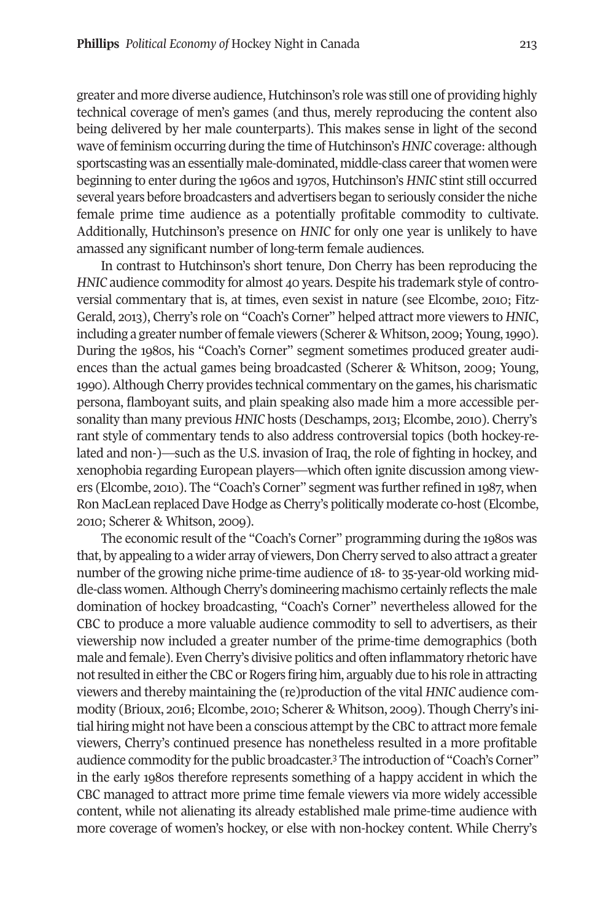greater and more diverse audience, Hutchinson's role was still one of providing highly technical coverage of men's games (and thus, merely reproducing the content also being delivered by her male counterparts). This makes sense in light of the second wave of feminism occurring during the time of Hutchinson's *HNIC* coverage: although sportscasting was an essentially male-dominated, middle-class career that women were beginning to enter during the 1960s and 1970s, Hutchinson's *HNIC* stint still occurred several years before broadcasters and advertisers began to seriously consider the niche female prime time audience as a potentially profitable commodity to cultivate. Additionally, Hutchinson's presence on *HNIC* for only one year is unlikely to have amassed any significant number of long-term female audiences.

In contrast to Hutchinson's short tenure, Don Cherry has been reproducing the *HNIC* audience commodity for almost 40 years. Despite his trademark style of controversial commentary that is, at times, even sexist in nature (see Elcombe, 2010; Fitz-Gerald, 2013), Cherry's role on "Coach's Corner" helped attract more viewers to *HNIC*, including a greater number of female viewers (Scherer & Whitson, 2009; Young, 1990). During the 1980s, his "Coach's Corner" segment sometimes produced greater audiences than the actual games being broadcasted (Scherer & Whitson, 2009; Young, 1990). Although Cherry provides technical commentary on the games, his charismatic persona, flamboyant suits, and plain speaking also made him a more accessible personality than many previous *HNIC* hosts (Deschamps, 2013; Elcombe, 2010). Cherry's rant style of commentary tends to also address controversial topics (both hockey-related and non-)—such as the U.S. invasion of Iraq, the role of fighting in hockey, and xenophobia regarding European players—which often ignite discussion among viewers (Elcombe, 2010). The "Coach's Corner" segment was further refined in 1987, when Ron MacLean replaced Dave Hodge as Cherry's politically moderate co-host (Elcombe, 2010; Scherer & Whitson, 2009).

The economic result of the "Coach's Corner" programming during the 1980s was that, by appealing to a wider array of viewers, Don Cherry served to also attract a greater number of the growing niche prime-time audience of 18- to 35-year-old working middle-class women. Although Cherry's domineering machismo certainly reflects the male domination of hockey broadcasting, "Coach's Corner" nevertheless allowed for the CBC to produce a more valuable audience commodity to sell to advertisers, as their viewership now included a greater number of the prime-time demographics (both male and female). Even Cherry's divisive politics and often inflammatory rhetoric have not resulted in either the CBC or Rogers firing him, arguably due to his role in attracting viewers and thereby maintaining the (re)production of the vital *HNIC* audience commodity (Brioux, 2016; Elcombe, 2010; Scherer & Whitson, 2009). Though Cherry's initial hiring might not have been a conscious attempt by the CBC to attract more female viewers, Cherry's continued presence has nonetheless resulted in a more profitable audience commodity for the public broadcaster.[3] The introduction of "Coach's Corner" in the early 1980s therefore represents something of a happy accident in which the CBC managed to attract more prime time female viewers via more widely accessible content, while not alienating its already established male prime-time audience with more coverage of women's hockey, or else with non-hockey content. While Cherry's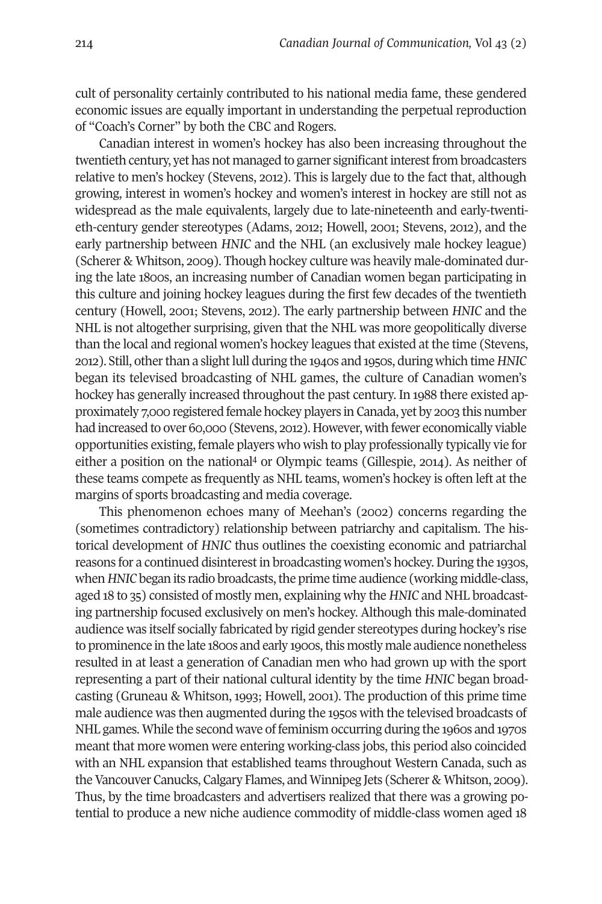cult of personality certainly contributed to his national media fame, these gendered economic issues are equally important in understanding the perpetual reproduction of "Coach's Corner" by both the CBC and Rogers.

Canadian interest in women's hockey has also been increasing throughout the twentieth century, yet has not managed to garner significant interest from broadcasters relative to men's hockey (Stevens, 2012). This is largely due to the fact that, although growing, interest in women's hockey and women's interest in hockey are still not as widespread as the male equivalents, largely due to late-nineteenth and early-twentieth-century gender stereotypes (Adams, 2012; Howell, 2001; Stevens, 2012), and the early partnership between *HNIC* and the NHL (an exclusively male hockey league) (Scherer & Whitson, 2009). Though hockey culture was heavily male-dominated during the late 1800s, an increasing number of Canadian women began participating in this culture and joining hockey leagues during the first few decades of the twentieth century (Howell, 2001; Stevens, 2012). The early partnership between *HNIC* and the NHL is not altogether surprising, given that the NHL was more geopolitically diverse than the local and regional women's hockey leagues that existed at the time (Stevens, 2012). Still, other than a slight lull during the 1940s and 1950s, during which time *HNIC* began its televised broadcasting of NHL games, the culture of Canadian women's hockey has generally increased throughout the past century. In 1988 there existed approximately 7,000 registered female hockey players in Canada, yet by 2003 this number had increased to over 60,000 (Stevens, 2012). However, with fewer economically viable opportunities existing, female players who wish to play professionally typically vie for either a position on the national[4] or Olympic teams (Gillespie, 2014). As neither of these teams compete as frequently as NHL teams, women's hockey is often left at the margins of sports broadcasting and media coverage.

This phenomenon echoes many of Meehan's (2002) concerns regarding the (sometimes contradictory) relationship between patriarchy and capitalism. The historical development of *HNIC* thus outlines the coexisting economic and patriarchal reasons for a continued disinterest in broadcasting women's hockey. During the 1930s, when *HNIC* began its radio broadcasts, the prime time audience (working middle-class, aged 18 to 35) consisted of mostly men, explaining why the *HNIC* and NHL broadcasting partnership focused exclusively on men's hockey. Although this male-dominated audience was itself socially fabricated by rigid gender stereotypes during hockey's rise to prominence in the late 1800s and early 1900s, this mostly male audience nonetheless resulted in at least a generation of Canadian men who had grown up with the sport representing a part of their national cultural identity by the time *HNIC* began broadcasting (Gruneau & Whitson, 1993; Howell, 2001). The production of this prime time male audience was then augmented during the 1950s with the televised broadcasts of NHL games. While the second wave of feminism occurring during the 1960s and 1970s meant that more women were entering working-class jobs, this period also coincided with an NHL expansion that established teams throughout Western Canada, such as the Vancouver Canucks, Calgary Flames, and Winnipeg Jets (Scherer & Whitson, 2009). Thus, by the time broadcasters and advertisers realized that there was a growing potential to produce a new niche audience commodity of middle-class women aged 18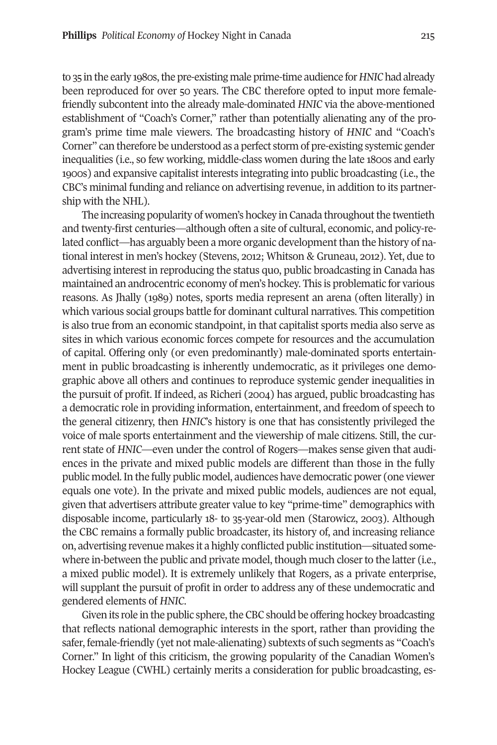to 35 in the early 1980s, the pre-existing male prime-time audience for *HNIC* had already been reproduced for over 50 years. The CBC therefore opted to input more female-friendly subcontent into the already male-dominated *HNIC* via the above-mentioned establishment of "Coach's Corner," rather than potentially alienating any of the program's prime time male viewers. The broadcasting history of *HNIC* and "Coach's Corner" can therefore be understood as a perfect storm of pre-existing systemic gender inequalities (i.e., so few working, middle-class women during the late 1800s and early 1900s) and expansive capitalist interests integrating into public broadcasting (i.e., the CBC's minimal funding and reliance on advertising revenue, in addition to its partnership with the NHL).

The increasing popularity of women's hockey in Canada throughout the twentieth and twenty-first centuries—although often a site of cultural, economic, and policy-related conflict—has arguably been a more organic development than the history of national interest in men's hockey (Stevens, 2012; Whitson & Gruneau, 2012). Yet, due to advertising interest in reproducing the status quo, public broadcasting in Canada has maintained an androcentric economy of men's hockey. This is problematic for various reasons. As Jhally (1989) notes, sports media represent an arena (often literally) in which various social groups battle for dominant cultural narratives. This competition is also true from an economic standpoint, in that capitalist sports media also serve as sites in which various economic forces compete for resources and the accumulation of capital. Offering only (or even predominantly) male-dominated sports entertainment in public broadcasting is inherently undemocratic, as it privileges one demographic above all others and continues to reproduce systemic gender inequalities in the pursuit of profit. If indeed, as Richeri (2004) has argued, public broadcasting has a democratic role in providing information, entertainment, and freedom of speech to the general citizenry, then *HNIC*'s history is one that has consistently privileged the voice of male sports entertainment and the viewership of male citizens. Still, the current state of *HNIC*—even under the control of Rogers—makes sense given that audiences in the private and mixed public models are different than those in the fully public model. In the fully public model, audiences have democratic power (one viewer equals one vote). In the private and mixed public models, audiences are not equal, given that advertisers attribute greater value to key "prime-time" demographics with disposable income, particularly 18- to 35-year-old men (Starowicz, 2003). Although the CBC remains a formally public broadcaster, its history of, and increasing reliance on, advertising revenue makes it a highly conflicted public institution—situated somewhere in-between the public and private model, though much closer to the latter (i.e., a mixed public model). It is extremely unlikely that Rogers, as a private enterprise, will supplant the pursuit of profit in order to address any of these undemocratic and gendered elements of *HNIC*.

Given its role in the public sphere, the CBC should be offering hockey broadcasting that reflects national demographic interests in the sport, rather than providing the safer, female-friendly (yet not male-alienating) subtexts of such segments as "Coach's Corner." In light of this criticism, the growing popularity of the Canadian Women's Hockey League (CWHL) certainly merits a consideration for public broadcasting, es-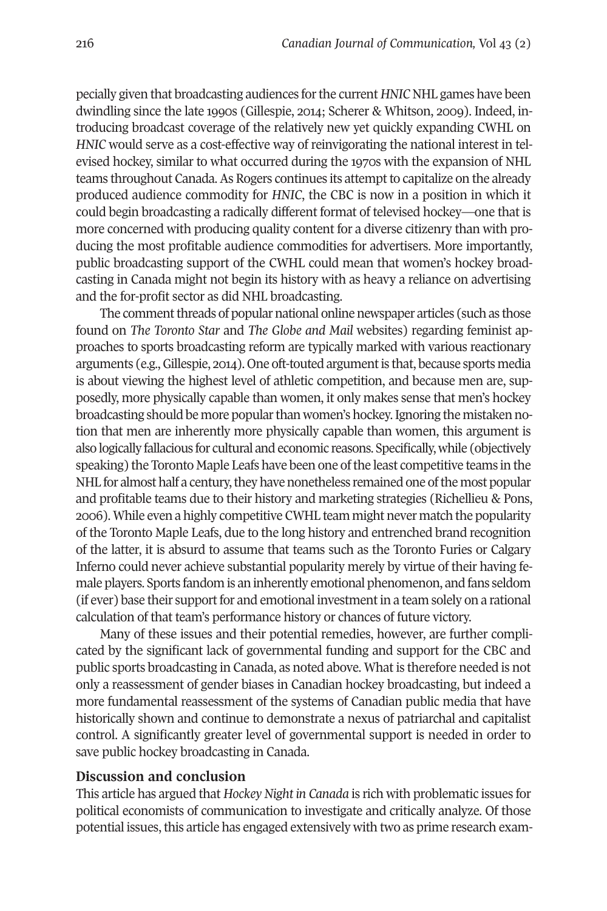pecially given that broadcasting audiences for the current *HNIC* NHL games have been dwindling since the late 1990s (Gillespie, 2014; Scherer & Whitson, 2009). Indeed, introducing broadcast coverage of the relatively new yet quickly expanding CWHL on *HNIC* would serve as a cost-effective way of reinvigorating the national interest in televised hockey, similar to what occurred during the 1970s with the expansion of NHL teams throughout Canada. As Rogers continues its attempt to capitalize on the already produced audience commodity for *HNIC*, the CBC is now in a position in which it could begin broadcasting a radically different format of televised hockey—one that is more concerned with producing quality content for a diverse citizenry than with producing the most profitable audience commodities for advertisers. More importantly, public broadcasting support of the CWHL could mean that women's hockey broadcasting in Canada might not begin its history with as heavy a reliance on advertising and the for-profit sector as did NHL broadcasting.

The comment threads of popular national online newspaper articles (such as those found on *The Toronto Star* and *The Globe and Mail* websites) regarding feminist approaches to sports broadcasting reform are typically marked with various reactionary arguments (e.g., Gillespie, 2014). One oft-touted argument is that, because sports media is about viewing the highest level of athletic competition, and because men are, supposedly, more physically capable than women, it only makes sense that men's hockey broadcasting should be more popular than women's hockey. Ignoring the mistaken notion that men are inherently more physically capable than women, this argument is also logically fallacious for cultural and economic reasons. Specifically, while (objectively speaking) the Toronto Maple Leafs have been one of the least competitive teams in the NHL for almost half a century, they have nonetheless remained one of the most popular and profitable teams due to their history and marketing strategies (Richellieu & Pons, 2006). While even a highly competitive CWHL team might never match the popularity of the Toronto Maple Leafs, due to the long history and entrenched brand recognition of the latter, it is absurd to assume that teams such as the Toronto Furies or Calgary Inferno could never achieve substantial popularity merely by virtue of their having female players. Sports fandom is an inherently emotional phenomenon, and fans seldom (if ever) base their support for and emotional investment in a team solely on a rational calculation of that team's performance history or chances of future victory.

Many of these issues and their potential remedies, however, are further complicated by the significant lack of governmental funding and support for the CBC and public sports broadcasting in Canada, as noted above. What is therefore needed is not only a reassessment of gender biases in Canadian hockey broadcasting, but indeed a more fundamental reassessment of the systems of Canadian public media that have historically shown and continue to demonstrate a nexus of patriarchal and capitalist control. A significantly greater level of governmental support is needed in order to save public hockey broadcasting in Canada.

## Discussion and conclusion

This article has argued that *Hockey Night in Canada* is rich with problematic issues for political economists of communication to investigate and critically analyze. Of those potential issues, this article has engaged extensively with two as prime research exam-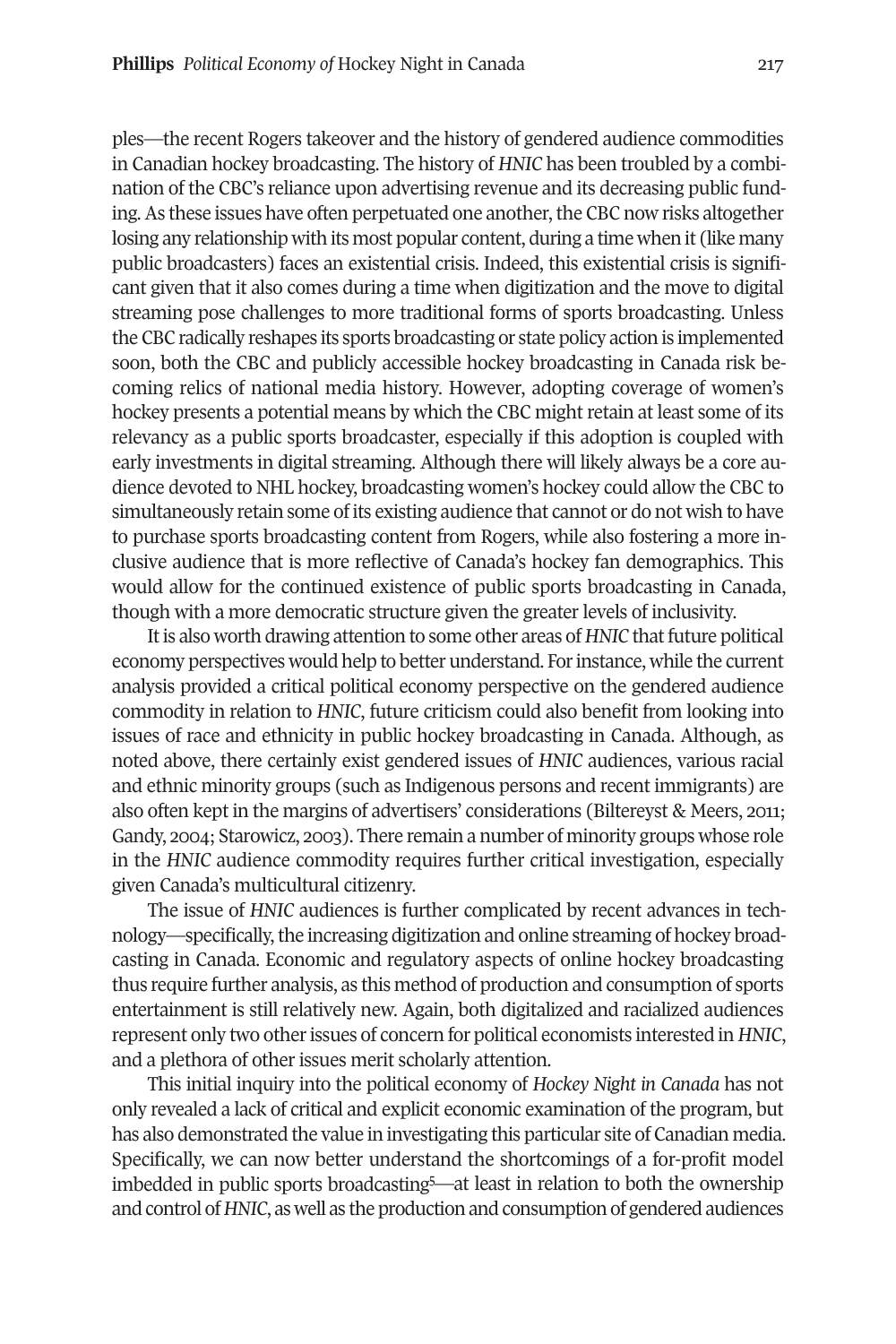ples—the recent Rogers takeover and the history of gendered audience commodities in Canadian hockey broadcasting. The history of *HNIC* has been troubled by a combination of the CBC's reliance upon advertising revenue and its decreasing public funding. As these issues have often perpetuated one another, the CBC now risks altogether losing any relationship with its most popular content, during a time when it (like many public broadcasters) faces an existential crisis. Indeed, this existential crisis is significant given that it also comes during a time when digitization and the move to digital streaming pose challenges to more traditional forms of sports broadcasting. Unless the CBC radically reshapes its sports broadcasting or state policy action is implemented soon, both the CBC and publicly accessible hockey broadcasting in Canada risk becoming relics of national media history. However, adopting coverage of women's hockey presents a potential means by which the CBC might retain at least some of its relevancy as a public sports broadcaster, especially if this adoption is coupled with early investments in digital streaming. Although there will likely always be a core audience devoted to NHL hockey, broadcasting women's hockey could allow the CBC to simultaneously retain some of its existing audience that cannot or do not wish to have to purchase sports broadcasting content from Rogers, while also fostering a more inclusive audience that is more reflective of Canada's hockey fan demographics. This would allow for the continued existence of public sports broadcasting in Canada, though with a more democratic structure given the greater levels of inclusivity.

It is also worth drawing attention to some other areas of *HNIC* that future political economy perspectives would help to better understand. For instance, while the current analysis provided a critical political economy perspective on the gendered audience commodity in relation to *HNIC*, future criticism could also benefit from looking into issues of race and ethnicity in public hockey broadcasting in Canada. Although, as noted above, there certainly exist gendered issues of *HNIC* audiences, various racial and ethnic minority groups (such as Indigenous persons and recent immigrants) are also often kept in the margins of advertisers' considerations (Biltereyst & Meers, 2011; Gandy, 2004; Starowicz, 2003). There remain a number of minority groups whose role in the *HNIC* audience commodity requires further critical investigation, especially given Canada's multicultural citizenry.

The issue of *HNIC* audiences is further complicated by recent advances in technology—specifically, the increasing digitization and online streaming of hockey broadcasting in Canada. Economic and regulatory aspects of online hockey broadcasting thus require further analysis, as this method of production and consumption of sports entertainment is still relatively new. Again, both digitalized and racialized audiences represent only two other issues of concern for political economists interested in *HNIC*, and a plethora of other issues merit scholarly attention.

This initial inquiry into the political economy of *Hockey Night in Canada* has not only revealed a lack of critical and explicit economic examination of the program, but has also demonstrated the value in investigating this particular site of Canadian media. Specifically, we can now better understand the shortcomings of a for-profit model imbedded in public sports broadcasting[5]—at least in relation to both the ownership and control of *HNIC*, as well as the production and consumption of gendered audiences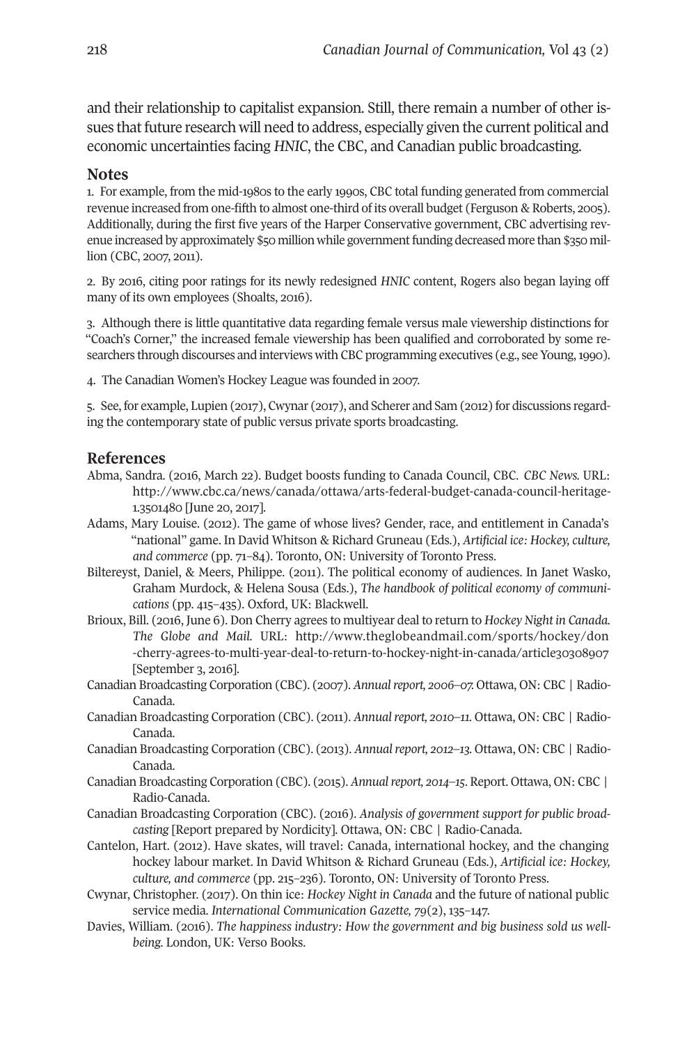and their relationship to capitalist expansion. Still, there remain a number of other issues that future research will need to address, especially given the current political and economic uncertainties facing *HNIC*, the CBC, and Canadian public broadcasting.

## Notes

1. For example, from the mid-1980s to the early 1990s, CBC total funding generated from commercial revenue increased from one-fifth to almost one-third of its overall budget (Ferguson & Roberts, 2005). Additionally, during the first five years of the Harper Conservative government, CBC advertising revenue increased by approximately $50 million while government funding decreased more than $350 million (CBC, 2007, 2011).

2. By 2016, citing poor ratings for its newly redesigned *HNIC* content, Rogers also began laying off many of its own employees (Shoalts, 2016).

3. Although there is little quantitative data regarding female versus male viewership distinctions for "Coach's Corner," the increased female viewership has been qualified and corroborated by some researchers through discourses and interviews with CBC programming executives (e.g., see Young, 1990).

4. The Canadian Women's Hockey League was founded in 2007.

5. See, for example, Lupien (2017), Cwynar (2017), and Scherer and Sam (2012) for discussions regarding the contemporary state of public versus private sports broadcasting.

## References

Abma, Sandra. (2016, March 22). Budget boosts funding to Canada Council, CBC. *CBC News.* URL: http://www.cbc.ca/news/canada/ottawa/arts-federal-budget-canada-council-heritage-1.3501480 [June 20, 2017].

Adams, Mary Louise. (2012). The game of whose lives? Gender, race, and entitlement in Canada's "national" game. In David Whitson & Richard Gruneau (Eds.), *Artificial ice: Hockey, culture, and commerce* (pp. 71–84). Toronto, ON: University of Toronto Press.

Biltereyst, Daniel, & Meers, Philippe. (2011). The political economy of audiences. In Janet Wasko, Graham Murdock, & Helena Sousa (Eds.), *The handbook of political economy of communications* (pp. 415–435). Oxford, UK: Blackwell.

Brioux, Bill. (2016, June 6). Don Cherry agrees to multiyear deal to return to *Hockey Night in Canada. The Globe and Mail.* URL: http://www.theglobeandmail.com/sports/hockey/don-cherry-agrees-to-multi-year-deal-to-return-to-hockey-night-in-canada/article30308907 [September 3, 2016].

Canadian Broadcasting Corporation (CBC). (2007). *Annual report, 2006–07.* Ottawa, ON: CBC | Radio-Canada.

Canadian Broadcasting Corporation (CBC). (2011). *Annual report, 2010–11.* Ottawa, ON: CBC | Radio-Canada.

Canadian Broadcasting Corporation (CBC). (2013). *Annual report, 2012–13.* Ottawa, ON: CBC | Radio-Canada.

Canadian Broadcasting Corporation (CBC). (2015). *Annual report, 2014–15.* Report. Ottawa, ON: CBC | Radio-Canada.

Canadian Broadcasting Corporation (CBC). (2016). *Analysis of government support for public broadcasting* [Report prepared by Nordicity]. Ottawa, ON: CBC | Radio-Canada.

Cantelon, Hart. (2012). Have skates, will travel: Canada, international hockey, and the changing hockey labour market. In David Whitson & Richard Gruneau (Eds.), *Artificial ice: Hockey, culture, and commerce* (pp. 215–236). Toronto, ON: University of Toronto Press.

Cwynar, Christopher. (2017). On thin ice: *Hockey Night in Canada* and the future of national public service media. *International Communication Gazette, 79*(2), 135–147.

Davies, William. (2016). *The happiness industry: How the government and big business sold us well-being.* London, UK: Verso Books.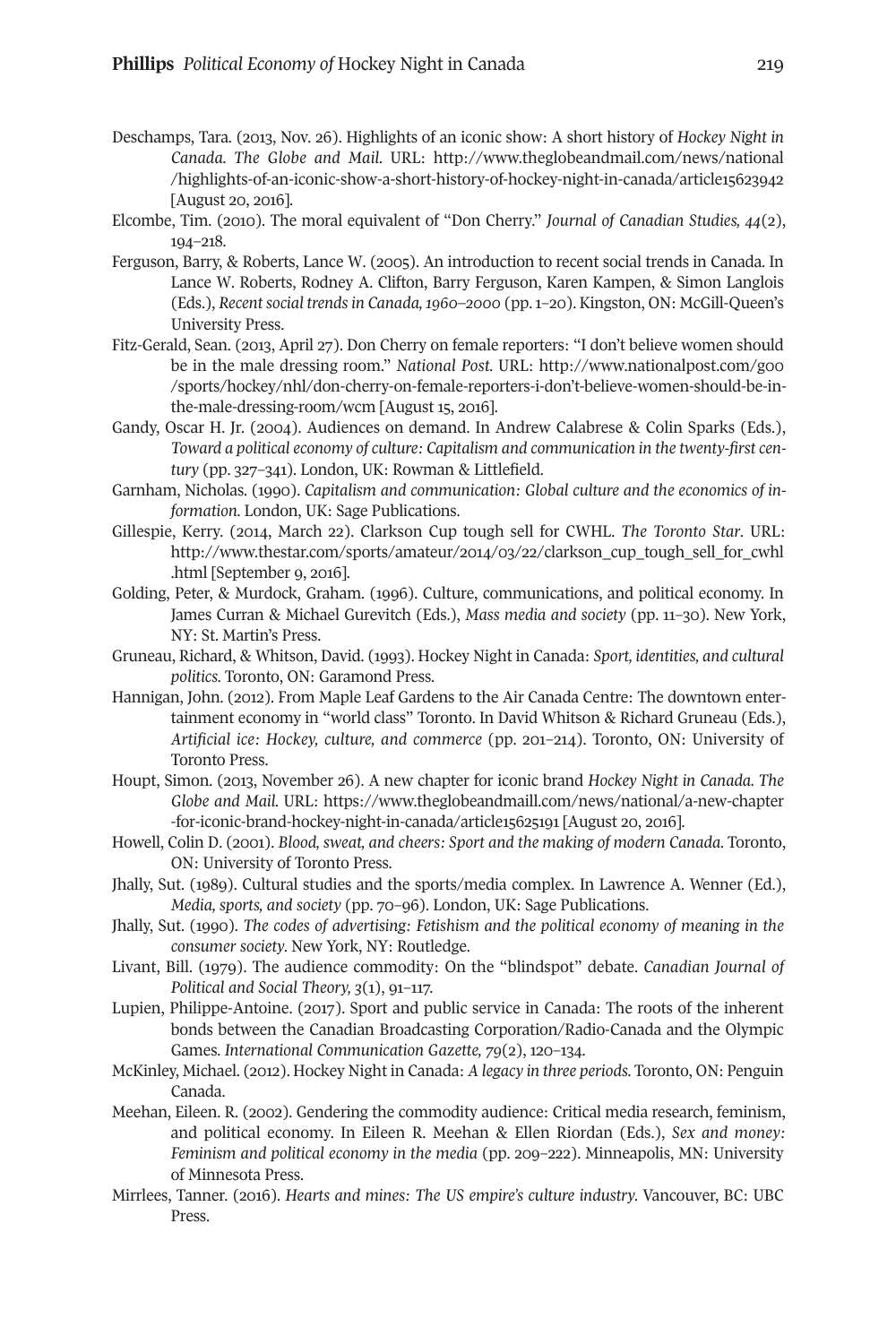Deschamps, Tara. (2013, Nov. 26). Highlights of an iconic show: A short history of *Hockey Night in Canada*. *The Globe and Mail.* URL: http://www.theglobeandmail.com/news/national/highlights-of-an-iconic-show-a-short-history-of-hockey-night-in-canada/article15623942 [August 20, 2016].

Elcombe, Tim. (2010). The moral equivalent of "Don Cherry." *Journal of Canadian Studies, 44*(2), 194–218.

Ferguson, Barry, & Roberts, Lance W. (2005). An introduction to recent social trends in Canada. In Lance W. Roberts, Rodney A. Clifton, Barry Ferguson, Karen Kampen, & Simon Langlois (Eds.), *Recent social trends in Canada, 1960–2000* (pp. 1–20). Kingston, ON: McGill-Queen's University Press.

Fitz-Gerald, Sean. (2013, April 27). Don Cherry on female reporters: "I don't believe women should be in the male dressing room." *National Post.* URL: http://www.nationalpost.com/goo/sports/hockey/nhl/don-cherry-on-female-reporters-i-don't-believe-women-should-be-in-the-male-dressing-room/wcm [August 15, 2016].

Gandy, Oscar H. Jr. (2004). Audiences on demand. In Andrew Calabrese & Colin Sparks (Eds.), *Toward a political economy of culture: Capitalism and communication in the twenty-first century* (pp. 327–341). London, UK: Rowman & Littlefield.

Garnham, Nicholas. (1990). *Capitalism and communication: Global culture and the economics of information.* London, UK: Sage Publications.

Gillespie, Kerry. (2014, March 22). Clarkson Cup tough sell for CWHL. *The Toronto Star*. URL: http://www.thestar.com/sports/amateur/2014/03/22/clarkson_cup_tough_sell_for_cwhl.html [September 9, 2016].

Golding, Peter, & Murdock, Graham. (1996). Culture, communications, and political economy. In James Curran & Michael Gurevitch (Eds.), *Mass media and society* (pp. 11–30). New York, NY: St. Martin's Press.

Gruneau, Richard, & Whitson, David. (1993). Hockey Night in Canada: *Sport, identities, and cultural politics.* Toronto, ON: Garamond Press.

Hannigan, John. (2012). From Maple Leaf Gardens to the Air Canada Centre: The downtown entertainment economy in "world class" Toronto. In David Whitson & Richard Gruneau (Eds.), *Artificial ice: Hockey, culture, and commerce* (pp. 201–214). Toronto, ON: University of Toronto Press.

Houpt, Simon. (2013, November 26). A new chapter for iconic brand *Hockey Night in Canada. The Globe and Mail.* URL: https://www.theglobeandmaill.com/news/national/a-new-chapter-for-iconic-brand-hockey-night-in-canada/article15625191 [August 20, 2016].

Howell, Colin D. (2001). *Blood, sweat, and cheers: Sport and the making of modern Canada.* Toronto, ON: University of Toronto Press.

Jhally, Sut. (1989). Cultural studies and the sports/media complex. In Lawrence A. Wenner (Ed.), *Media, sports, and society* (pp. 70–96). London, UK: Sage Publications.

Jhally, Sut. (1990). *The codes of advertising: Fetishism and the political economy of meaning in the consumer society*. New York, NY: Routledge.

Livant, Bill. (1979). The audience commodity: On the "blindspot" debate. *Canadian Journal of Political and Social Theory, 3*(1), 91–117.

Lupien, Philippe-Antoine. (2017). Sport and public service in Canada: The roots of the inherent bonds between the Canadian Broadcasting Corporation/Radio-Canada and the Olympic Games. *International Communication Gazette, 79*(2), 120–134.

McKinley, Michael. (2012). Hockey Night in Canada: *A legacy in three periods.* Toronto, ON: Penguin Canada.

Meehan, Eileen. R. (2002). Gendering the commodity audience: Critical media research, feminism, and political economy. In Eileen R. Meehan & Ellen Riordan (Eds.), *Sex and money: Feminism and political economy in the media* (pp. 209–222). Minneapolis, MN: University of Minnesota Press.

Mirrlees, Tanner. (2016). *Hearts and mines: The US empire's culture industry*. Vancouver, BC: UBC Press.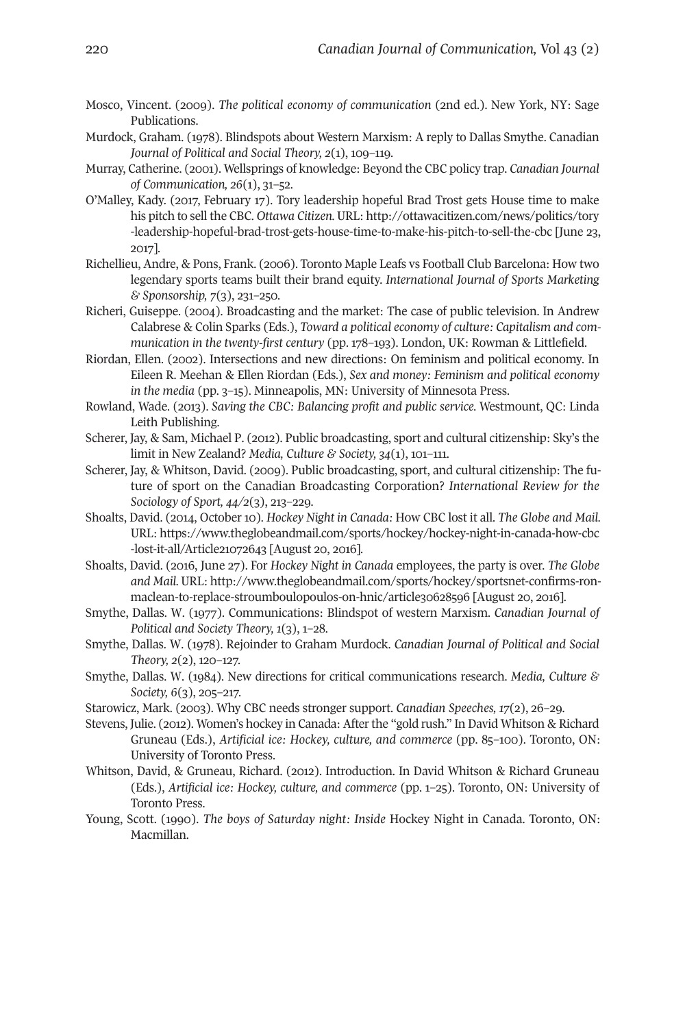Mosco, Vincent. (2009). *The political economy of communication* (2nd ed.). New York, NY: Sage Publications.

Murdock, Graham. (1978). Blindspots about Western Marxism: A reply to Dallas Smythe. Canadian *Journal of Political and Social Theory, 2*(1), 109–119.

Murray, Catherine. (2001). Wellsprings of knowledge: Beyond the CBC policy trap. *Canadian Journal of Communication, 26*(1), 31–52.

O'Malley, Kady. (2017, February 17). Tory leadership hopeful Brad Trost gets House time to make his pitch to sell the CBC. *Ottawa Citizen.* URL: http://ottawacitizen.com/news/politics/tory-leadership-hopeful-brad-trost-gets-house-time-to-make-his-pitch-to-sell-the-cbc [June 23, 2017].

Richellieu, Andre, & Pons, Frank. (2006). Toronto Maple Leafs vs Football Club Barcelona: How two legendary sports teams built their brand equity. *International Journal of Sports Marketing & Sponsorship, 7*(3), 231–250.

Richeri, Guiseppe. (2004). Broadcasting and the market: The case of public television. In Andrew Calabrese & Colin Sparks (Eds.), *Toward a political economy of culture: Capitalism and communication in the twenty-first century* (pp. 178–193). London, UK: Rowman & Littlefield.

Riordan, Ellen. (2002). Intersections and new directions: On feminism and political economy. In Eileen R. Meehan & Ellen Riordan (Eds.), *Sex and money: Feminism and political economy in the media* (pp. 3–15). Minneapolis, MN: University of Minnesota Press.

Rowland, Wade. (2013). *Saving the CBC: Balancing profit and public service.* Westmount, QC: Linda Leith Publishing.

Scherer, Jay, & Sam, Michael P. (2012). Public broadcasting, sport and cultural citizenship: Sky's the limit in New Zealand? *Media, Culture & Society, 34*(1), 101–111.

Scherer, Jay, & Whitson, David. (2009). Public broadcasting, sport, and cultural citizenship: The future of sport on the Canadian Broadcasting Corporation? *International Review for the Sociology of Sport, 44/2*(3), 213–229.

Shoalts, David. (2014, October 10). *Hockey Night in Canada*: How CBC lost it all. *The Globe and Mail.* URL: https://www.theglobeandmail.com/sports/hockey/hockey-night-in-canada-how-cbc-lost-it-all/Article21072643 [August 20, 2016].

Shoalts, David. (2016, June 27). For *Hockey Night in Canada* employees, the party is over. *The Globe and Mail.* URL: http://www.theglobeandmail.com/sports/hockey/sportsnet-confirms-ron-maclean-to-replace-stroumboulopoulos-on-hnic/article30628596 [August 20, 2016].

Smythe, Dallas. W. (1977). Communications: Blindspot of western Marxism. *Canadian Journal of Political and Society Theory, 1*(3), 1–28.

Smythe, Dallas. W. (1978). Rejoinder to Graham Murdock. *Canadian Journal of Political and Social Theory, 2*(2), 120–127.

Smythe, Dallas. W. (1984). New directions for critical communications research. *Media, Culture & Society, 6*(3), 205–217.

Starowicz, Mark. (2003). Why CBC needs stronger support. *Canadian Speeches, 17*(2), 26–29.

Stevens, Julie. (2012). Women's hockey in Canada: After the "gold rush." In David Whitson & Richard Gruneau (Eds.), *Artificial ice: Hockey, culture, and commerce* (pp. 85–100). Toronto, ON: University of Toronto Press.

Whitson, David, & Gruneau, Richard. (2012). Introduction. In David Whitson & Richard Gruneau (Eds.), *Artificial ice: Hockey, culture, and commerce* (pp. 1–25). Toronto, ON: University of Toronto Press.

Young, Scott. (1990). *The boys of Saturday night: Inside* Hockey Night in Canada. Toronto, ON: Macmillan.